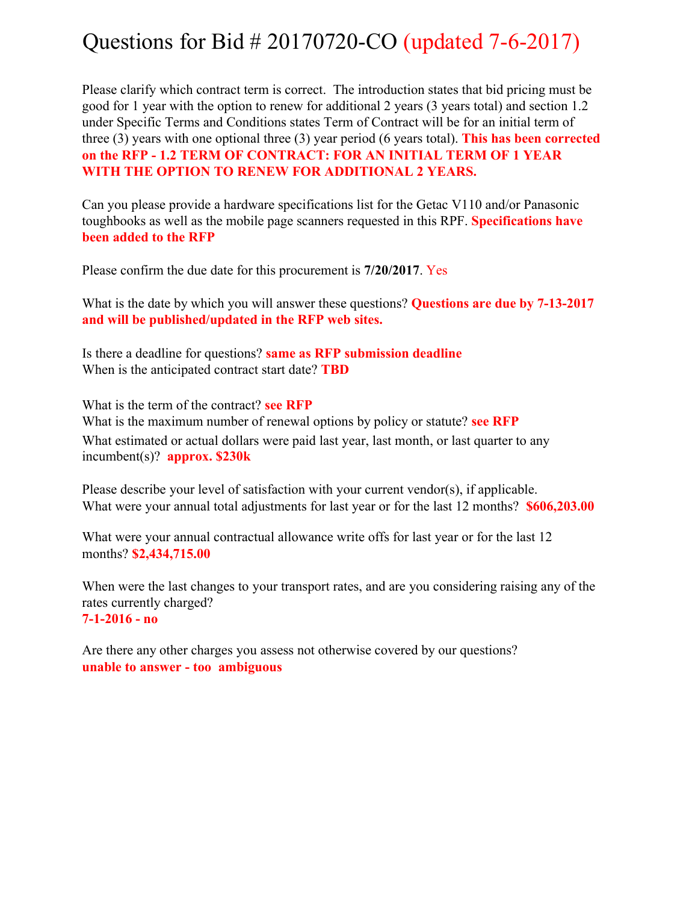# Questions for Bid # 20170720-CO (updated 7-6-2017)

Please clarify which contract term is correct. The introduction states that bid pricing must be good for 1 year with the option to renew for additional 2 years (3 years total) and section 1.2 under Specific Terms and Conditions states Term of Contract will be for an initial term of three (3) years with one optional three (3) year period (6 years total). **This has been corrected on the RFP - 1.2 TERM OF CONTRACT: FOR AN INITIAL TERM OF 1 YEAR WITH THE OPTION TO RENEW FOR ADDITIONAL 2 YEARS.**

Can you please provide a hardware specifications list for the Getac V110 and/or Panasonic toughbooks as well as the mobile page scanners requested in this RPF. **Specifications have been added to the RFP**

Please confirm the due date for this procurement is **7/20/2017**. Yes

What is the date by which you will answer these questions? **Questions are due by 7-13-2017 and will be published/updated in the RFP web sites.**

Is there a deadline for questions? **same as RFP submission deadline**
When is the anticipated contract start date? **TBD**

What is the term of the contract? **see RFP**
What is the maximum number of renewal options by policy or statute? **see RFP**
What estimated or actual dollars were paid last year, last month, or last quarter to any incumbent(s)? **approx. $230k**

Please describe your level of satisfaction with your current vendor(s), if applicable.
What were your annual total adjustments for last year or for the last 12 months? **$606,203.00**

What were your annual contractual allowance write offs for last year or for the last 12 months? **$2,434,715.00**

When were the last changes to your transport rates, and are you considering raising any of the rates currently charged?
**7-1-2016 - no**

Are there any other charges you assess not otherwise covered by our questions?
**unable to answer - too ambiguous**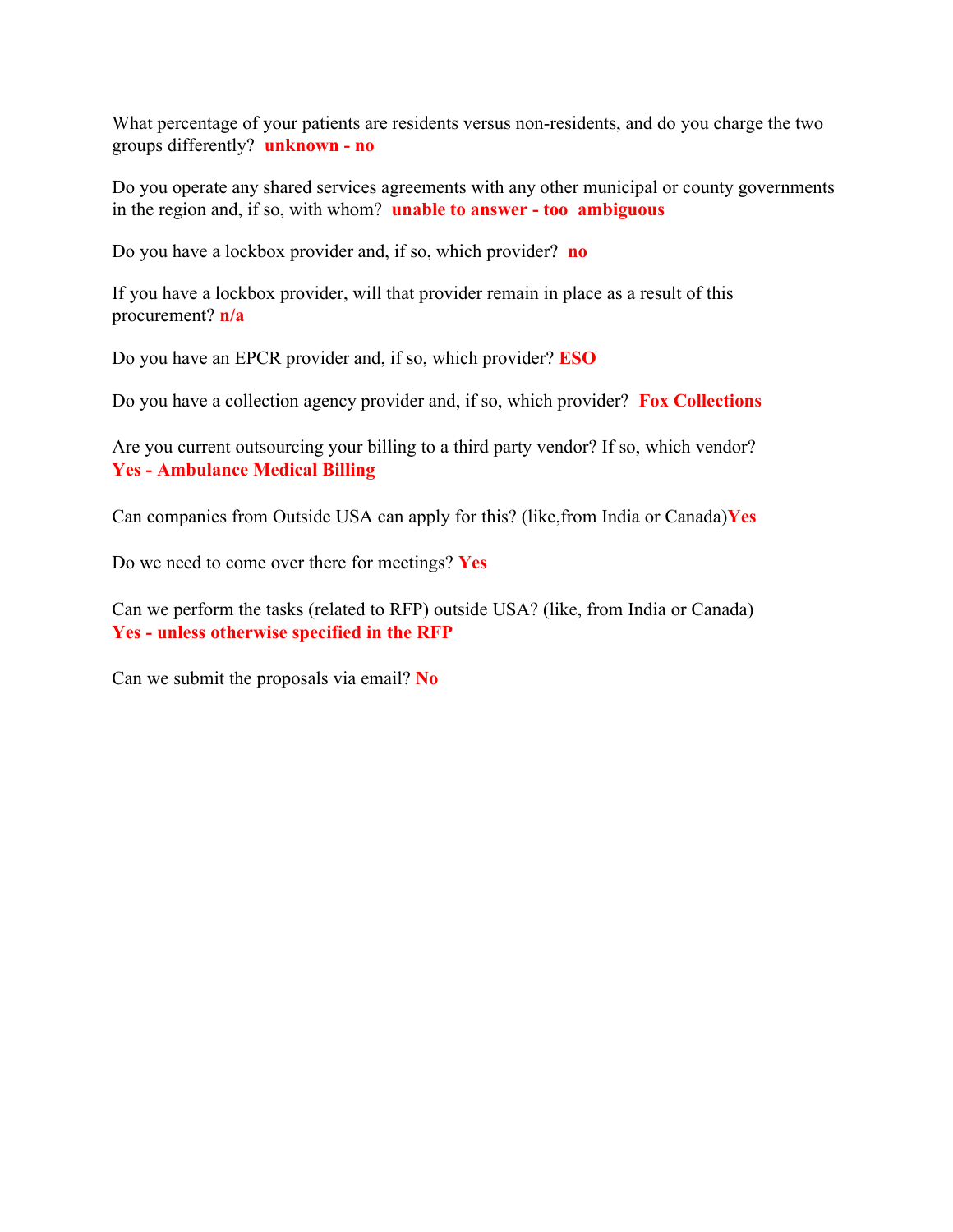What percentage of your patients are residents versus non-residents, and do you charge the two groups differently? **unknown - no**

Do you operate any shared services agreements with any other municipal or county governments in the region and, if so, with whom? **unable to answer - too ambiguous**

Do you have a lockbox provider and, if so, which provider? **no**

If you have a lockbox provider, will that provider remain in place as a result of this procurement? **n/a**

Do you have an EPCR provider and, if so, which provider? **ESO**

Do you have a collection agency provider and, if so, which provider? **Fox Collections**

Are you current outsourcing your billing to a third party vendor? If so, which vendor?
**Yes - Ambulance Medical Billing**

Can companies from Outside USA can apply for this? (like,from India or Canada)**Yes**

Do we need to come over there for meetings? **Yes**

Can we perform the tasks (related to RFP) outside USA? (like, from India or Canada)
**Yes - unless otherwise specified in the RFP**

Can we submit the proposals via email? **No**